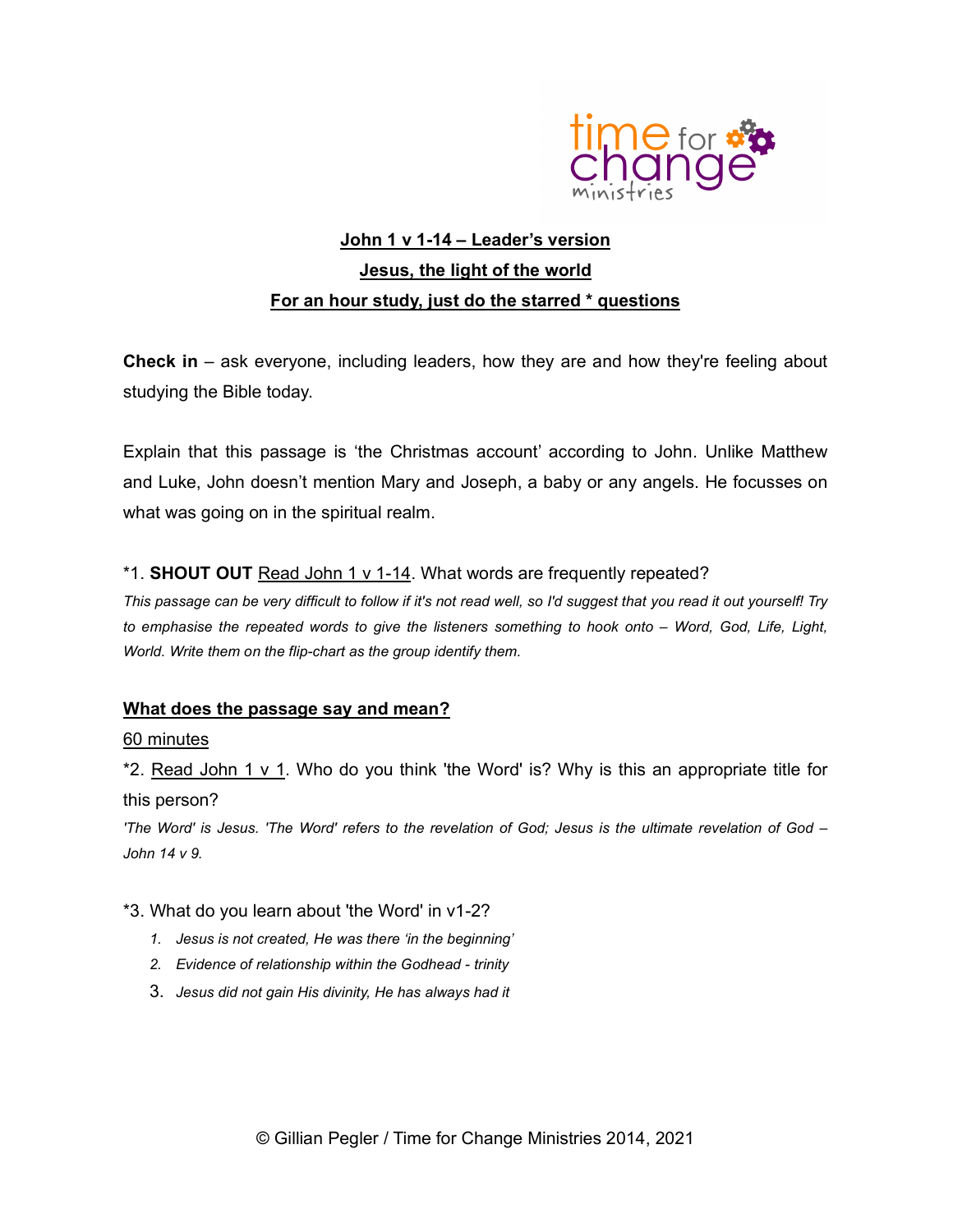# John 1 v 1-14 – Leader's version

## Jesus, the light of the world

### For an hour study, just do the starred * questions

**Check in** – ask everyone, including leaders, how they are and how they're feeling about studying the Bible today.

Explain that this passage is 'the Christmas account' according to John. Unlike Matthew and Luke, John doesn't mention Mary and Joseph, a baby or any angels. He focusses on what was going on in the spiritual realm.

*1. **SHOUT OUT** Read John 1 v 1-14. What words are frequently repeated?

*This passage can be very difficult to follow if it's not read well, so I'd suggest that you read it out yourself! Try to emphasise the repeated words to give the listeners something to hook onto – Word, God, Life, Light, World. Write them on the flip-chart as the group identify them.*

## What does the passage say and mean?

60 minutes

*2. Read John 1 v 1. Who do you think 'the Word' is? Why is this an appropriate title for this person?

*'The Word' is Jesus. 'The Word' refers to the revelation of God; Jesus is the ultimate revelation of God – John 14 v 9.*

*3. What do you learn about 'the Word' in v1-2?

1. *Jesus is not created, He was there 'in the beginning'*
2. *Evidence of relationship within the Godhead - trinity*
3. *Jesus did not gain His divinity, He has always had it*

© Gillian Pegler / Time for Change Ministries 2014, 2021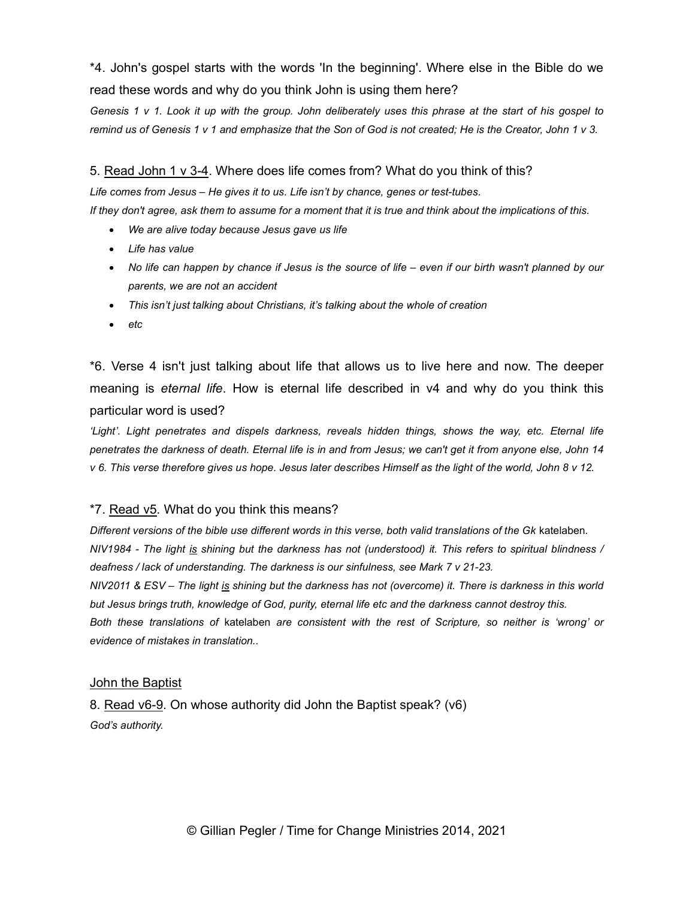*4. John's gospel starts with the words 'In the beginning'. Where else in the Bible do we read these words and why do you think John is using them here?

*Genesis 1 v 1. Look it up with the group. John deliberately uses this phrase at the start of his gospel to remind us of Genesis 1 v 1 and emphasize that the Son of God is not created; He is the Creator, John 1 v 3.*

5. <u>Read John 1 v 3-4</u>. Where does life comes from? What do you think of this?

*Life comes from Jesus – He gives it to us. Life isn't by chance, genes or test-tubes.*
*If they don't agree, ask them to assume for a moment that it is true and think about the implications of this.*

- *We are alive today because Jesus gave us life*
- *Life has value*
- *No life can happen by chance if Jesus is the source of life – even if our birth wasn't planned by our parents, we are not an accident*
- *This isn't just talking about Christians, it's talking about the whole of creation*
- *etc*

*6. Verse 4 isn't just talking about life that allows us to live here and now. The deeper meaning is *eternal life*. How is eternal life described in v4 and why do you think this particular word is used?

*'Light'. Light penetrates and dispels darkness, reveals hidden things, shows the way, etc. Eternal life penetrates the darkness of death. Eternal life is in and from Jesus; we can't get it from anyone else, John 14 v 6. This verse therefore gives us hope. Jesus later describes Himself as the light of the world, John 8 v 12.*

*7. <u>Read v5</u>. What do you think this means?

*Different versions of the bible use different words in this verse, both valid translations of the Gk* katelaben.
*NIV1984 - The light <u>is</u> shining but the darkness has not (understood) it. This refers to spiritual blindness / deafness / lack of understanding. The darkness is our sinfulness, see Mark 7 v 21-23.*
*NIV2011 & ESV – The light <u>is</u> shining but the darkness has not (overcome) it. There is darkness in this world but Jesus brings truth, knowledge of God, purity, eternal life etc and the darkness cannot destroy this.*
*Both these translations of* katelaben *are consistent with the rest of Scripture, so neither is 'wrong' or evidence of mistakes in translation..*

<u>John the Baptist</u>

8. <u>Read v6-9</u>. On whose authority did John the Baptist speak? (v6)

*God's authority.*

© Gillian Pegler / Time for Change Ministries 2014, 2021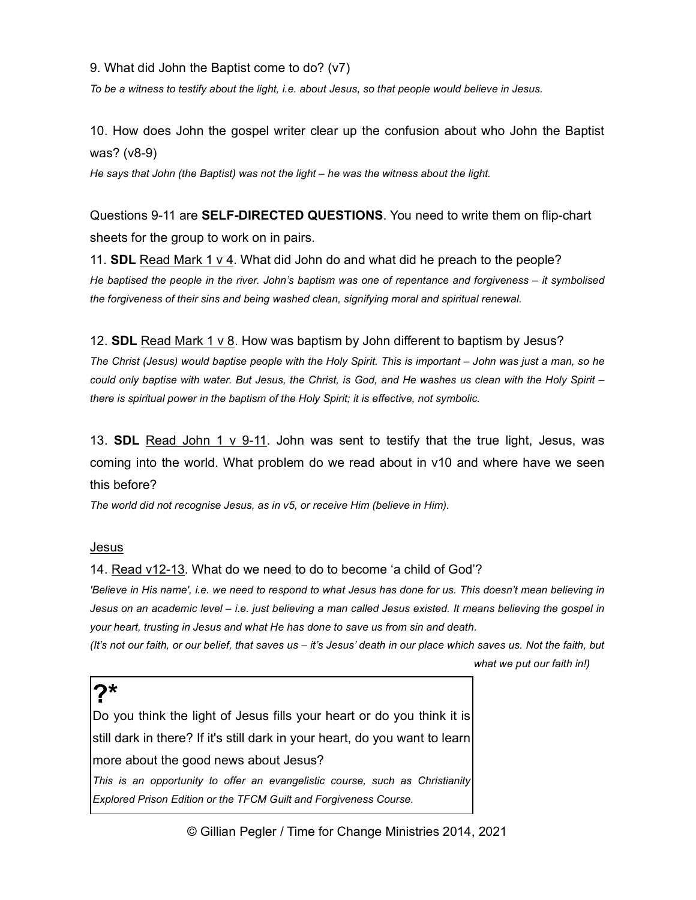9. What did John the Baptist come to do? (v7)

*To be a witness to testify about the light, i.e. about Jesus, so that people would believe in Jesus.*

10. How does John the gospel writer clear up the confusion about who John the Baptist was? (v8-9)

*He says that John (the Baptist) was not the light – he was the witness about the light.*

Questions 9-11 are **SELF-DIRECTED QUESTIONS**. You need to write them on flip-chart sheets for the group to work on in pairs.

11. **SDL** <u>Read Mark 1 v 4</u>. What did John do and what did he preach to the people?

*He baptised the people in the river. John's baptism was one of repentance and forgiveness – it symbolised the forgiveness of their sins and being washed clean, signifying moral and spiritual renewal.*

12. **SDL** <u>Read Mark 1 v 8</u>. How was baptism by John different to baptism by Jesus?

*The Christ (Jesus) would baptise people with the Holy Spirit. This is important – John was just a man, so he could only baptise with water. But Jesus, the Christ, is God, and He washes us clean with the Holy Spirit – there is spiritual power in the baptism of the Holy Spirit; it is effective, not symbolic.*

13. **SDL** <u>Read John 1 v 9-11</u>. John was sent to testify that the true light, Jesus, was coming into the world. What problem do we read about in v10 and where have we seen this before?

*The world did not recognise Jesus, as in v5, or receive Him (believe in Him).*

<u>Jesus</u>

14. <u>Read v12-13</u>. What do we need to do to become 'a child of God'?

*'Believe in His name', i.e. we need to respond to what Jesus has done for us. This doesn't mean believing in Jesus on an academic level – i.e. just believing a man called Jesus existed. It means believing the gospel in your heart, trusting in Jesus and what He has done to save us from sin and death.*

*(It's not our faith, or our belief, that saves us – it's Jesus' death in our place which saves us. Not the faith, but what we put our faith in!)*

**?***

Do you think the light of Jesus fills your heart or do you think it is still dark in there? If it's still dark in your heart, do you want to learn more about the good news about Jesus?

*This is an opportunity to offer an evangelistic course, such as Christianity Explored Prison Edition or the TFCM Guilt and Forgiveness Course.*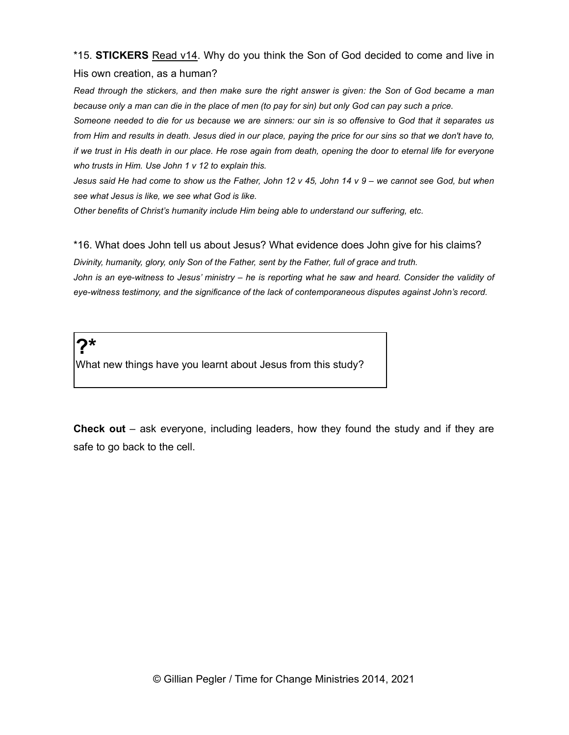*15. **STICKERS** Read v14. Why do you think the Son of God decided to come and live in His own creation, as a human?

*Read through the stickers, and then make sure the right answer is given: the Son of God became a man because only a man can die in the place of men (to pay for sin) but only God can pay such a price.*

*Someone needed to die for us because we are sinners: our sin is so offensive to God that it separates us from Him and results in death. Jesus died in our place, paying the price for our sins so that we don't have to, if we trust in His death in our place. He rose again from death, opening the door to eternal life for everyone who trusts in Him. Use John 1 v 12 to explain this.*

*Jesus said He had come to show us the Father, John 12 v 45, John 14 v 9 – we cannot see God, but when see what Jesus is like, we see what God is like.*

*Other benefits of Christ's humanity include Him being able to understand our suffering, etc.*

*16. What does John tell us about Jesus? What evidence does John give for his claims?

*Divinity, humanity, glory, only Son of the Father, sent by the Father, full of grace and truth.*

*John is an eye-witness to Jesus' ministry – he is reporting what he saw and heard. Consider the validity of eye-witness testimony, and the significance of the lack of contemporaneous disputes against John's record.*

**?***

What new things have you learnt about Jesus from this study?

**Check out** – ask everyone, including leaders, how they found the study and if they are safe to go back to the cell.

© Gillian Pegler / Time for Change Ministries 2014, 2021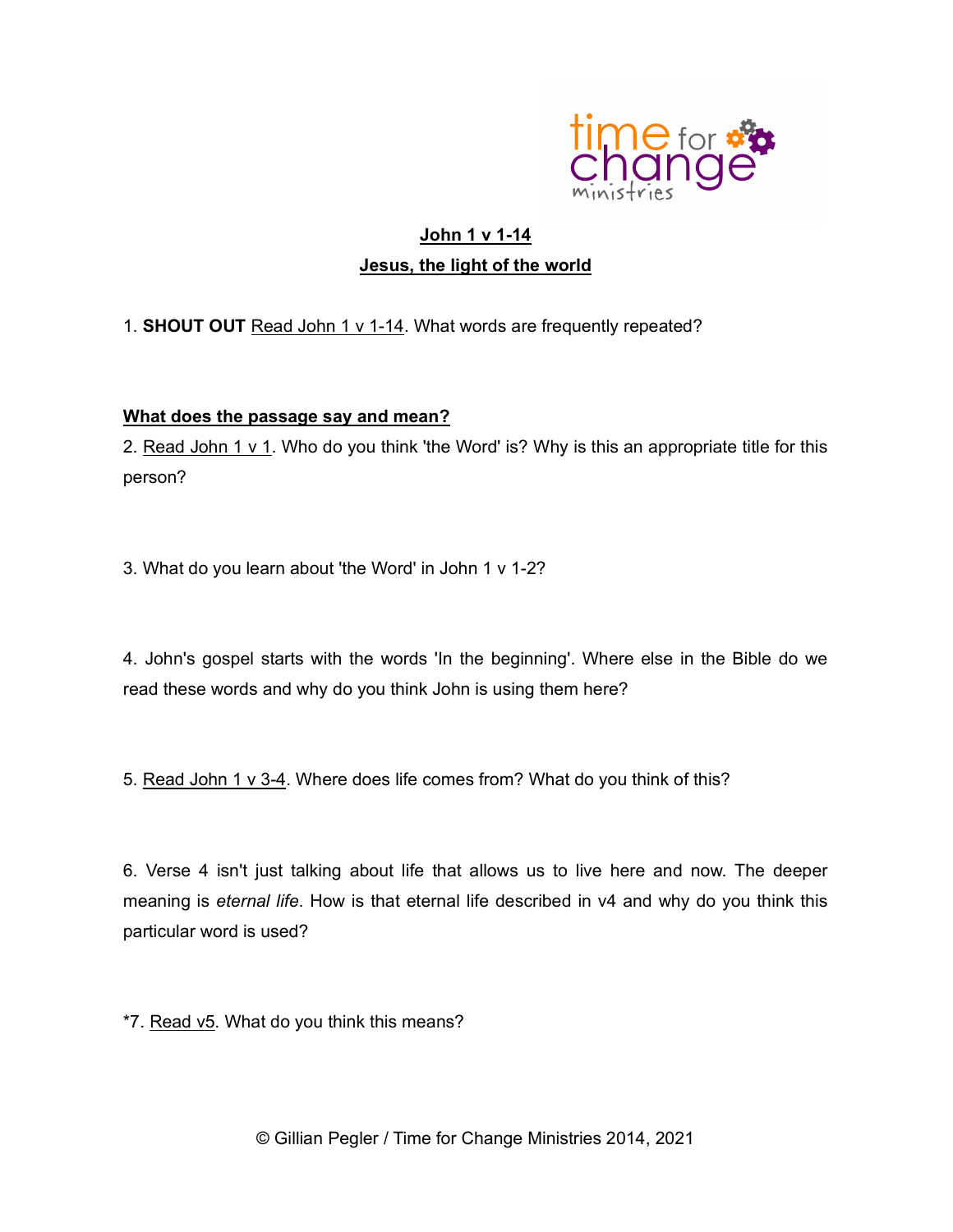**John 1 v 1-14**

**Jesus, the light of the world**

1. **SHOUT OUT** Read John 1 v 1-14. What words are frequently repeated?

**What does the passage say and mean?**

2. Read John 1 v 1. Who do you think 'the Word' is? Why is this an appropriate title for this person?

3. What do you learn about 'the Word' in John 1 v 1-2?

4. John's gospel starts with the words 'In the beginning'. Where else in the Bible do we read these words and why do you think John is using them here?

5. Read John 1 v 3-4. Where does life comes from? What do you think of this?

6. Verse 4 isn't just talking about life that allows us to live here and now. The deeper meaning is *eternal life*. How is that eternal life described in v4 and why do you think this particular word is used?

*7. Read v5. What do you think this means?

© Gillian Pegler / Time for Change Ministries 2014, 2021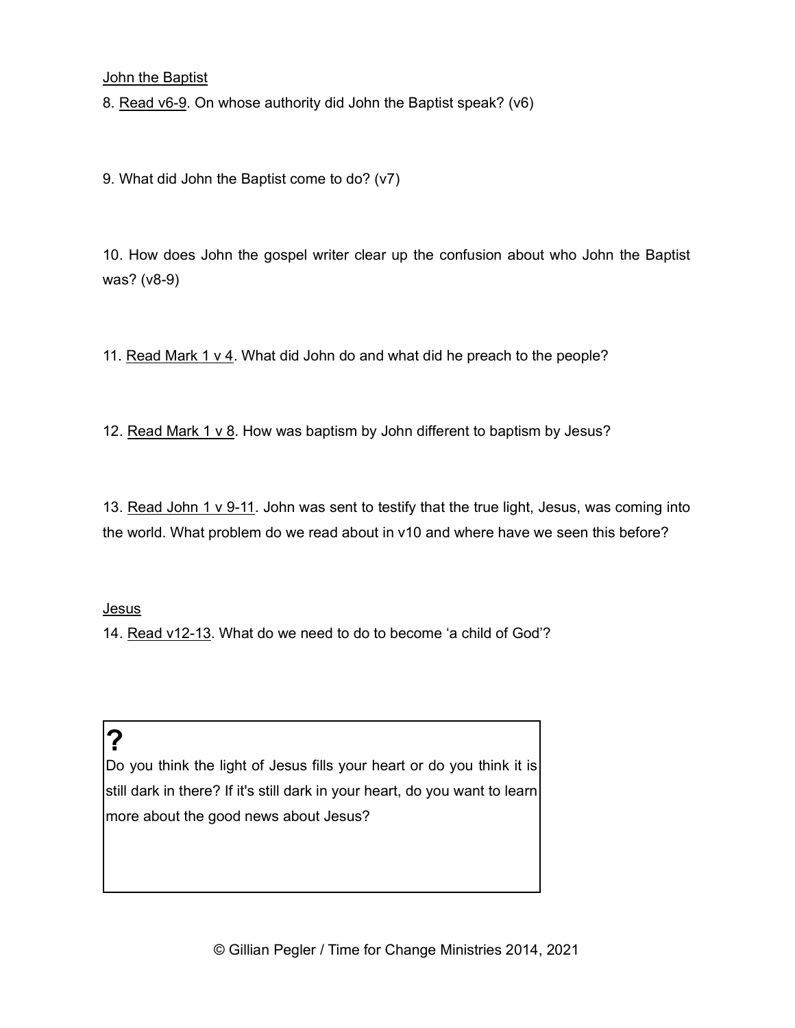<u>John the Baptist</u>

8. <u>Read v6-9</u>. On whose authority did John the Baptist speak? (v6)

9. What did John the Baptist come to do? (v7)

10. How does John the gospel writer clear up the confusion about who John the Baptist was? (v8-9)

11. <u>Read Mark 1 v 4</u>. What did John do and what did he preach to the people?

12. <u>Read Mark 1 v 8</u>. How was baptism by John different to baptism by Jesus?

13. <u>Read John 1 v 9-11</u>. John was sent to testify that the true light, Jesus, was coming into the world. What problem do we read about in v10 and where have we seen this before?

<u>Jesus</u>

14. <u>Read v12-13</u>. What do we need to do to become 'a child of God'?

**?**

Do you think the light of Jesus fills your heart or do you think it is still dark in there? If it's still dark in your heart, do you want to learn more about the good news about Jesus?

© Gillian Pegler / Time for Change Ministries 2014, 2021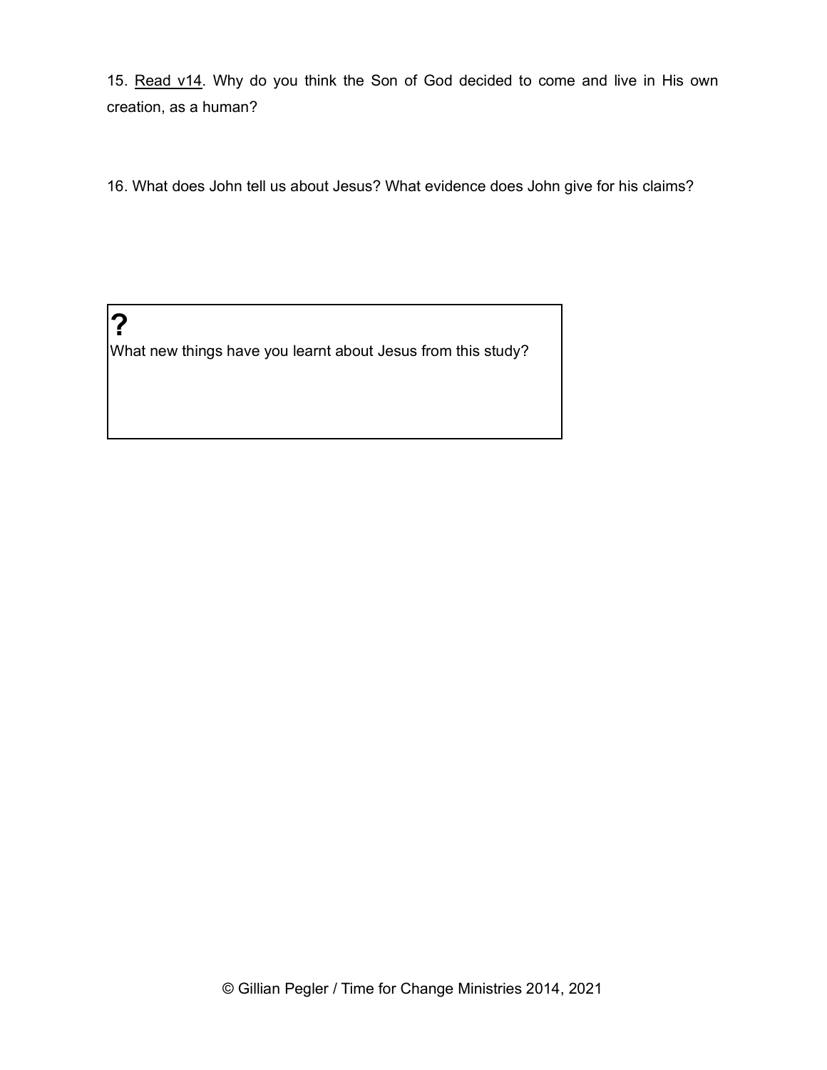15. <u>Read v14</u>. Why do you think the Son of God decided to come and live in His own creation, as a human?

16. What does John tell us about Jesus? What evidence does John give for his claims?

**?**

What new things have you learnt about Jesus from this study?

© Gillian Pegler / Time for Change Ministries 2014, 2021